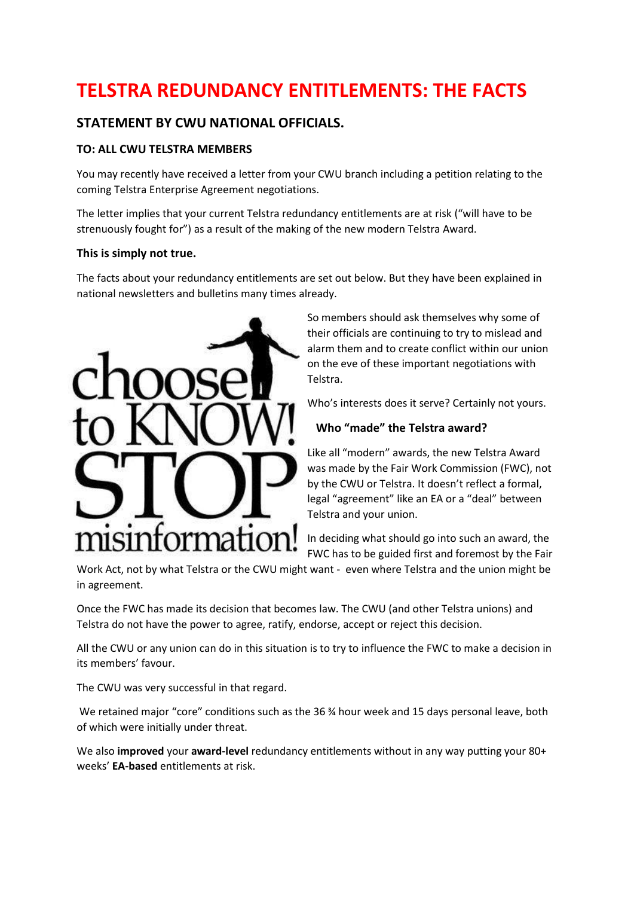# TELSTRA REDUNDANCY ENTITLEMENTS: THE FACTS

## STATEMENT BY CWU NATIONAL OFFICIALS.

### TO: ALL CWU TELSTRA MEMBERS

You may recently have received a letter from your CWU branch including a petition relating to the coming Telstra Enterprise Agreement negotiations.

The letter implies that your current Telstra redundancy entitlements are at risk ("will have to be strenuously fought for") as a result of the making of the new modern Telstra Award.

**This is simply not true.**

The facts about your redundancy entitlements are set out below. But they have been explained in national newsletters and bulletins many times already.

So members should ask themselves why some of their officials are continuing to try to mislead and alarm them and to create conflict within our union on the eve of these important negotiations with Telstra.

Who's interests does it serve? Certainly not yours.

### Who "made" the Telstra award?

Like all "modern" awards, the new Telstra Award was made by the Fair Work Commission (FWC), not by the CWU or Telstra. It doesn't reflect a formal, legal "agreement" like an EA or a "deal" between Telstra and your union.

In deciding what should go into such an award, the FWC has to be guided first and foremost by the Fair Work Act, not by what Telstra or the CWU might want - even where Telstra and the union might be in agreement.

Once the FWC has made its decision that becomes law. The CWU (and other Telstra unions) and Telstra do not have the power to agree, ratify, endorse, accept or reject this decision.

All the CWU or any union can do in this situation is to try to influence the FWC to make a decision in its members' favour.

The CWU was very successful in that regard.

We retained major "core" conditions such as the 36 ¾ hour week and 15 days personal leave, both of which were initially under threat.

We also **improved** your **award-level** redundancy entitlements without in any way putting your 80+ weeks' **EA-based** entitlements at risk.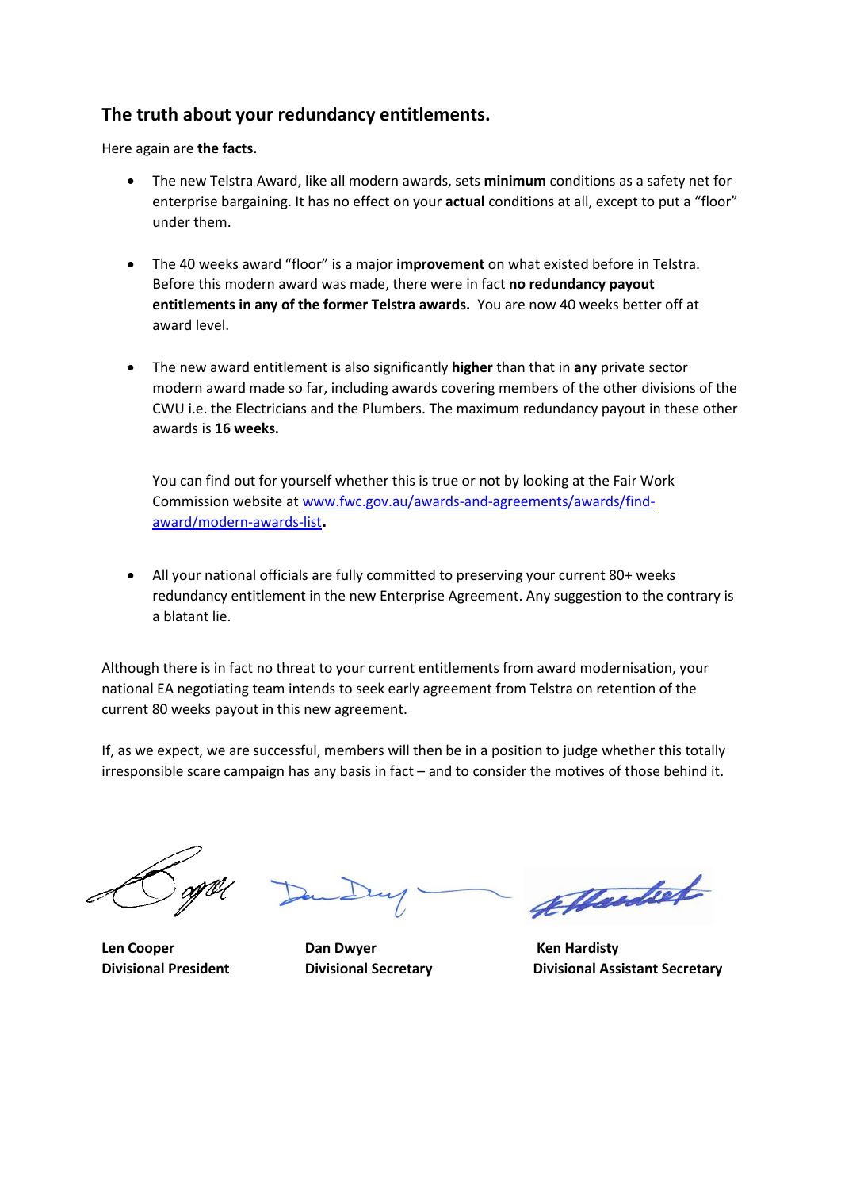## The truth about your redundancy entitlements.

Here again are **the facts.**

- The new Telstra Award, like all modern awards, sets **minimum** conditions as a safety net for enterprise bargaining. It has no effect on your **actual** conditions at all, except to put a "floor" under them.

- The 40 weeks award "floor" is a major **improvement** on what existed before in Telstra. Before this modern award was made, there were in fact **no redundancy payout entitlements in any of the former Telstra awards.** You are now 40 weeks better off at award level.

- The new award entitlement is also significantly **higher** than that in **any** private sector modern award made so far, including awards covering members of the other divisions of the CWU i.e. the Electricians and the Plumbers. The maximum redundancy payout in these other awards is **16 weeks.**

  You can find out for yourself whether this is true or not by looking at the Fair Work Commission website at [www.fwc.gov.au/awards-and-agreements/awards/find-award/modern-awards-list](http://www.fwc.gov.au/awards-and-agreements/awards/find-award/modern-awards-list)**.**

- All your national officials are fully committed to preserving your current 80+ weeks redundancy entitlement in the new Enterprise Agreement. Any suggestion to the contrary is a blatant lie.

Although there is in fact no threat to your current entitlements from award modernisation, your national EA negotiating team intends to seek early agreement from Telstra on retention of the current 80 weeks payout in this new agreement.

If, as we expect, we are successful, members will then be in a position to judge whether this totally irresponsible scare campaign has any basis in fact – and to consider the motives of those behind it.

| | | |
|---|---|---|
| **Len Cooper** | **Dan Dwyer** | **Ken Hardisty** |
| **Divisional President** | **Divisional Secretary** | **Divisional Assistant Secretary** |